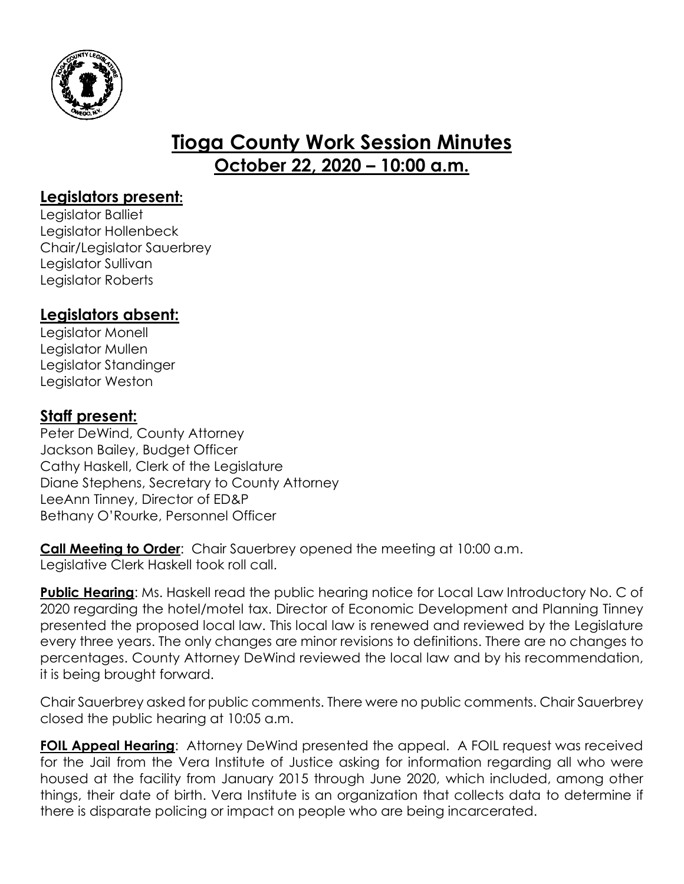# Tioga County Work Session Minutes
## October 22, 2020 – 10:00 a.m.

### Legislators present:

Legislator Balliet
Legislator Hollenbeck
Chair/Legislator Sauerbrey
Legislator Sullivan
Legislator Roberts

### Legislators absent:

Legislator Monell
Legislator Mullen
Legislator Standinger
Legislator Weston

### Staff present:

Peter DeWind, County Attorney
Jackson Bailey, Budget Officer
Cathy Haskell, Clerk of the Legislature
Diane Stephens, Secretary to County Attorney
LeeAnn Tinney, Director of ED&P
Bethany O'Rourke, Personnel Officer

**Call Meeting to Order**: Chair Sauerbrey opened the meeting at 10:00 a.m. Legislative Clerk Haskell took roll call.

**Public Hearing**: Ms. Haskell read the public hearing notice for Local Law Introductory No. C of 2020 regarding the hotel/motel tax. Director of Economic Development and Planning Tinney presented the proposed local law. This local law is renewed and reviewed by the Legislature every three years. The only changes are minor revisions to definitions. There are no changes to percentages. County Attorney DeWind reviewed the local law and by his recommendation, it is being brought forward.

Chair Sauerbrey asked for public comments. There were no public comments. Chair Sauerbrey closed the public hearing at 10:05 a.m.

**FOIL Appeal Hearing**: Attorney DeWind presented the appeal. A FOIL request was received for the Jail from the Vera Institute of Justice asking for information regarding all who were housed at the facility from January 2015 through June 2020, which included, among other things, their date of birth. Vera Institute is an organization that collects data to determine if there is disparate policing or impact on people who are being incarcerated.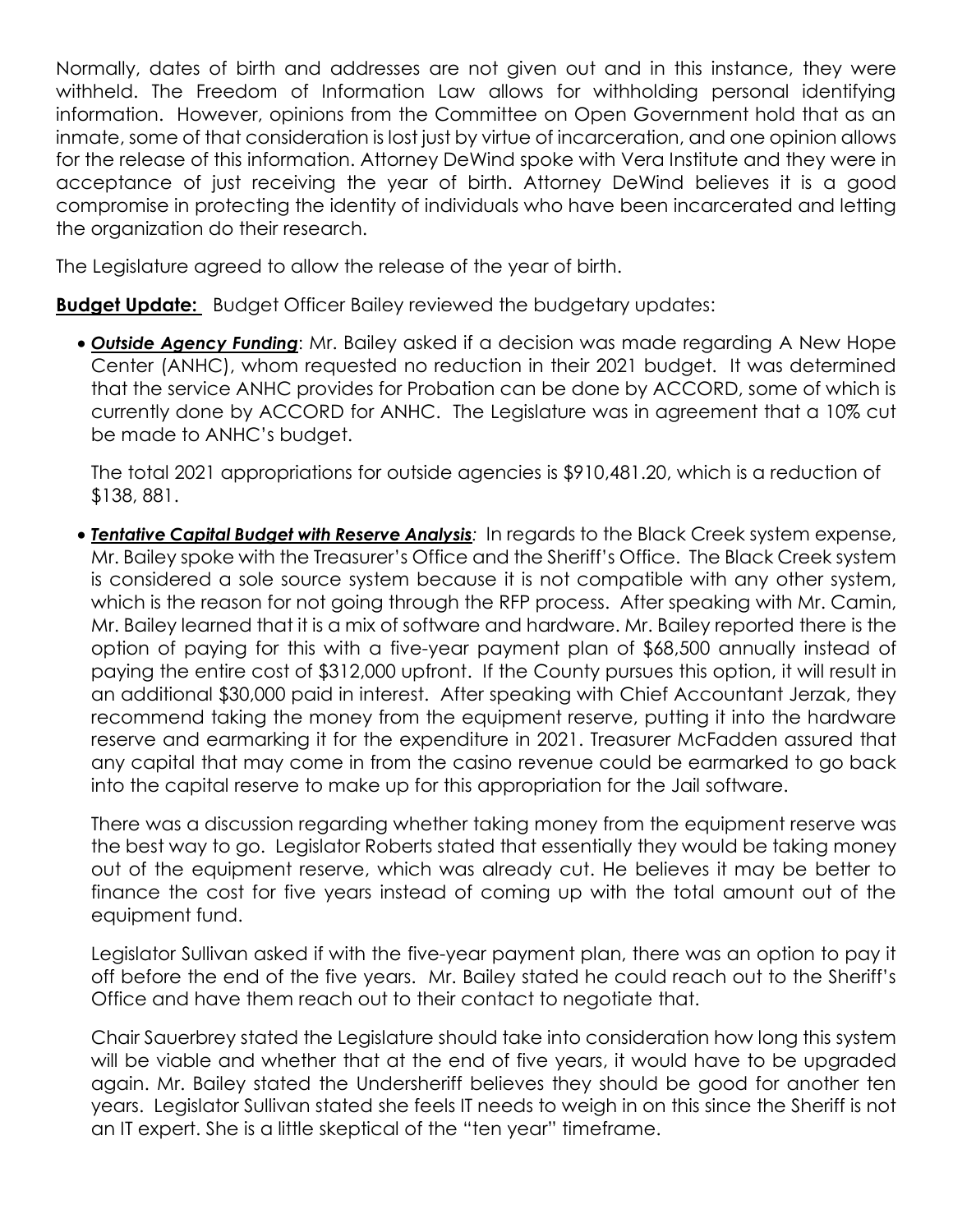Normally, dates of birth and addresses are not given out and in this instance, they were withheld. The Freedom of Information Law allows for withholding personal identifying information. However, opinions from the Committee on Open Government hold that as an inmate, some of that consideration is lost just by virtue of incarceration, and one opinion allows for the release of this information. Attorney DeWind spoke with Vera Institute and they were in acceptance of just receiving the year of birth. Attorney DeWind believes it is a good compromise in protecting the identity of individuals who have been incarcerated and letting the organization do their research.

The Legislature agreed to allow the release of the year of birth.

**Budget Update:** Budget Officer Bailey reviewed the budgetary updates:

- ***Outside Agency Funding***: Mr. Bailey asked if a decision was made regarding A New Hope Center (ANHC), whom requested no reduction in their 2021 budget. It was determined that the service ANHC provides for Probation can be done by ACCORD, some of which is currently done by ACCORD for ANHC. The Legislature was in agreement that a 10% cut be made to ANHC's budget.

  The total 2021 appropriations for outside agencies is $910,481.20, which is a reduction of $138, 881.

- ***Tentative Capital Budget with Reserve Analysis**:* In regards to the Black Creek system expense, Mr. Bailey spoke with the Treasurer's Office and the Sheriff's Office. The Black Creek system is considered a sole source system because it is not compatible with any other system, which is the reason for not going through the RFP process. After speaking with Mr. Camin, Mr. Bailey learned that it is a mix of software and hardware. Mr. Bailey reported there is the option of paying for this with a five-year payment plan of $68,500 annually instead of paying the entire cost of $312,000 upfront. If the County pursues this option, it will result in an additional $30,000 paid in interest. After speaking with Chief Accountant Jerzak, they recommend taking the money from the equipment reserve, putting it into the hardware reserve and earmarking it for the expenditure in 2021. Treasurer McFadden assured that any capital that may come in from the casino revenue could be earmarked to go back into the capital reserve to make up for this appropriation for the Jail software.

  There was a discussion regarding whether taking money from the equipment reserve was the best way to go. Legislator Roberts stated that essentially they would be taking money out of the equipment reserve, which was already cut. He believes it may be better to finance the cost for five years instead of coming up with the total amount out of the equipment fund.

  Legislator Sullivan asked if with the five-year payment plan, there was an option to pay it off before the end of the five years. Mr. Bailey stated he could reach out to the Sheriff's Office and have them reach out to their contact to negotiate that.

  Chair Sauerbrey stated the Legislature should take into consideration how long this system will be viable and whether that at the end of five years, it would have to be upgraded again. Mr. Bailey stated the Undersheriff believes they should be good for another ten years. Legislator Sullivan stated she feels IT needs to weigh in on this since the Sheriff is not an IT expert. She is a little skeptical of the "ten year" timeframe.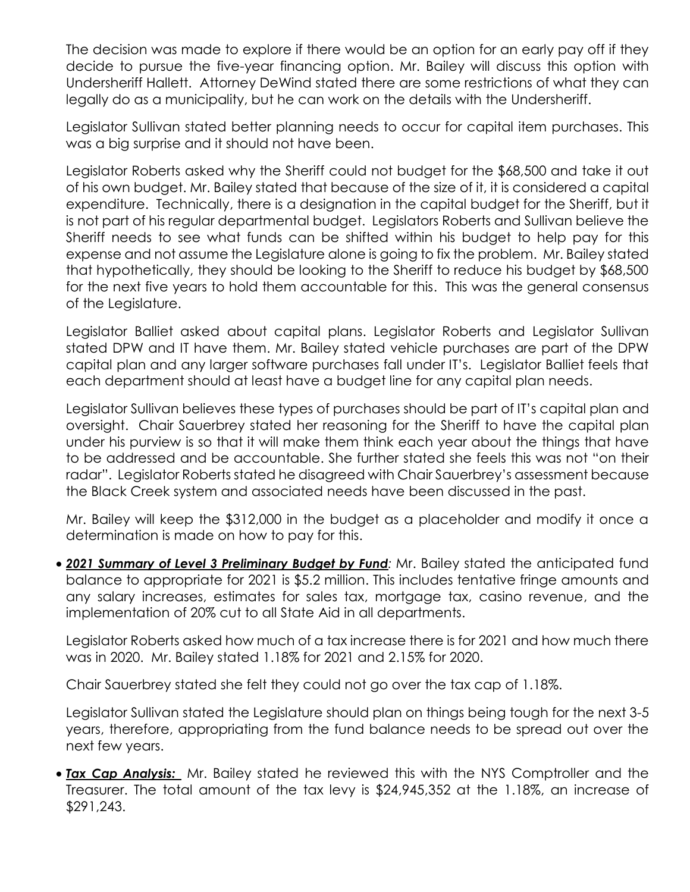The decision was made to explore if there would be an option for an early pay off if they decide to pursue the five-year financing option. Mr. Bailey will discuss this option with Undersheriff Hallett. Attorney DeWind stated there are some restrictions of what they can legally do as a municipality, but he can work on the details with the Undersheriff.

Legislator Sullivan stated better planning needs to occur for capital item purchases. This was a big surprise and it should not have been.

Legislator Roberts asked why the Sheriff could not budget for the $68,500 and take it out of his own budget. Mr. Bailey stated that because of the size of it, it is considered a capital expenditure. Technically, there is a designation in the capital budget for the Sheriff, but it is not part of his regular departmental budget. Legislators Roberts and Sullivan believe the Sheriff needs to see what funds can be shifted within his budget to help pay for this expense and not assume the Legislature alone is going to fix the problem. Mr. Bailey stated that hypothetically, they should be looking to the Sheriff to reduce his budget by $68,500 for the next five years to hold them accountable for this. This was the general consensus of the Legislature.

Legislator Balliet asked about capital plans. Legislator Roberts and Legislator Sullivan stated DPW and IT have them. Mr. Bailey stated vehicle purchases are part of the DPW capital plan and any larger software purchases fall under IT's. Legislator Balliet feels that each department should at least have a budget line for any capital plan needs.

Legislator Sullivan believes these types of purchases should be part of IT's capital plan and oversight. Chair Sauerbrey stated her reasoning for the Sheriff to have the capital plan under his purview is so that it will make them think each year about the things that have to be addressed and be accountable. She further stated she feels this was not "on their radar". Legislator Roberts stated he disagreed with Chair Sauerbrey's assessment because the Black Creek system and associated needs have been discussed in the past.

Mr. Bailey will keep the $312,000 in the budget as a placeholder and modify it once a determination is made on how to pay for this.

- ***2021 Summary of Level 3 Preliminary Budget by Fund**:* Mr. Bailey stated the anticipated fund balance to appropriate for 2021 is $5.2 million. This includes tentative fringe amounts and any salary increases, estimates for sales tax, mortgage tax, casino revenue, and the implementation of 20% cut to all State Aid in all departments.

  Legislator Roberts asked how much of a tax increase there is for 2021 and how much there was in 2020. Mr. Bailey stated 1.18% for 2021 and 2.15% for 2020.

  Chair Sauerbrey stated she felt they could not go over the tax cap of 1.18%.

  Legislator Sullivan stated the Legislature should plan on things being tough for the next 3-5 years, therefore, appropriating from the fund balance needs to be spread out over the next few years.

- ***Tax Cap Analysis:*** Mr. Bailey stated he reviewed this with the NYS Comptroller and the Treasurer. The total amount of the tax levy is $24,945,352 at the 1.18%, an increase of $291,243.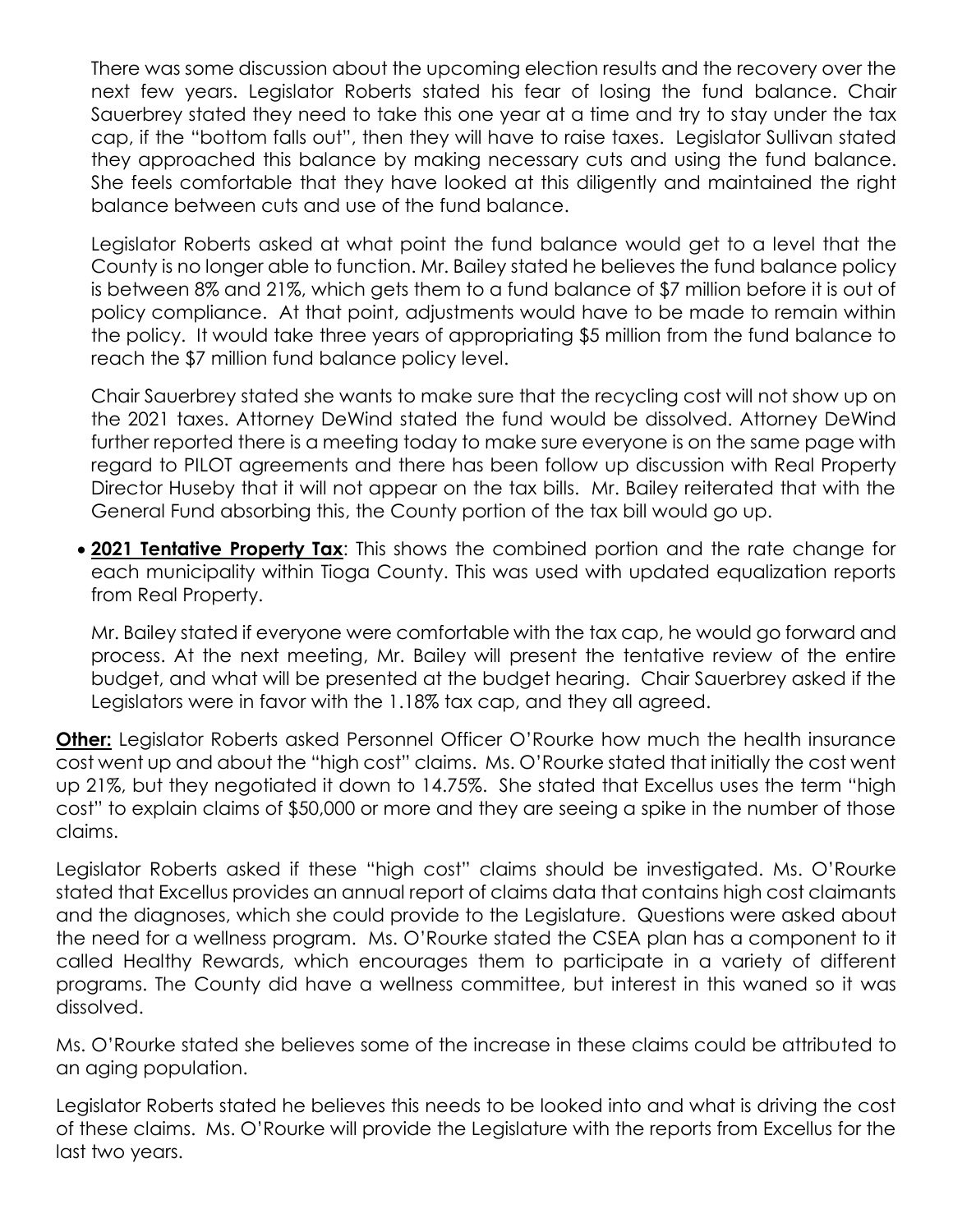There was some discussion about the upcoming election results and the recovery over the next few years. Legislator Roberts stated his fear of losing the fund balance. Chair Sauerbrey stated they need to take this one year at a time and try to stay under the tax cap, if the "bottom falls out", then they will have to raise taxes. Legislator Sullivan stated they approached this balance by making necessary cuts and using the fund balance. She feels comfortable that they have looked at this diligently and maintained the right balance between cuts and use of the fund balance.

Legislator Roberts asked at what point the fund balance would get to a level that the County is no longer able to function. Mr. Bailey stated he believes the fund balance policy is between 8% and 21%, which gets them to a fund balance of $7 million before it is out of policy compliance. At that point, adjustments would have to be made to remain within the policy. It would take three years of appropriating $5 million from the fund balance to reach the $7 million fund balance policy level.

Chair Sauerbrey stated she wants to make sure that the recycling cost will not show up on the 2021 taxes. Attorney DeWind stated the fund would be dissolved. Attorney DeWind further reported there is a meeting today to make sure everyone is on the same page with regard to PILOT agreements and there has been follow up discussion with Real Property Director Huseby that it will not appear on the tax bills. Mr. Bailey reiterated that with the General Fund absorbing this, the County portion of the tax bill would go up.

- **2021 Tentative Property Tax**: This shows the combined portion and the rate change for each municipality within Tioga County. This was used with updated equalization reports from Real Property.

  Mr. Bailey stated if everyone were comfortable with the tax cap, he would go forward and process. At the next meeting, Mr. Bailey will present the tentative review of the entire budget, and what will be presented at the budget hearing. Chair Sauerbrey asked if the Legislators were in favor with the 1.18% tax cap, and they all agreed.

**Other:** Legislator Roberts asked Personnel Officer O'Rourke how much the health insurance cost went up and about the "high cost" claims. Ms. O'Rourke stated that initially the cost went up 21%, but they negotiated it down to 14.75%. She stated that Excellus uses the term "high cost" to explain claims of $50,000 or more and they are seeing a spike in the number of those claims.

Legislator Roberts asked if these "high cost" claims should be investigated. Ms. O'Rourke stated that Excellus provides an annual report of claims data that contains high cost claimants and the diagnoses, which she could provide to the Legislature. Questions were asked about the need for a wellness program. Ms. O'Rourke stated the CSEA plan has a component to it called Healthy Rewards, which encourages them to participate in a variety of different programs. The County did have a wellness committee, but interest in this waned so it was dissolved.

Ms. O'Rourke stated she believes some of the increase in these claims could be attributed to an aging population.

Legislator Roberts stated he believes this needs to be looked into and what is driving the cost of these claims. Ms. O'Rourke will provide the Legislature with the reports from Excellus for the last two years.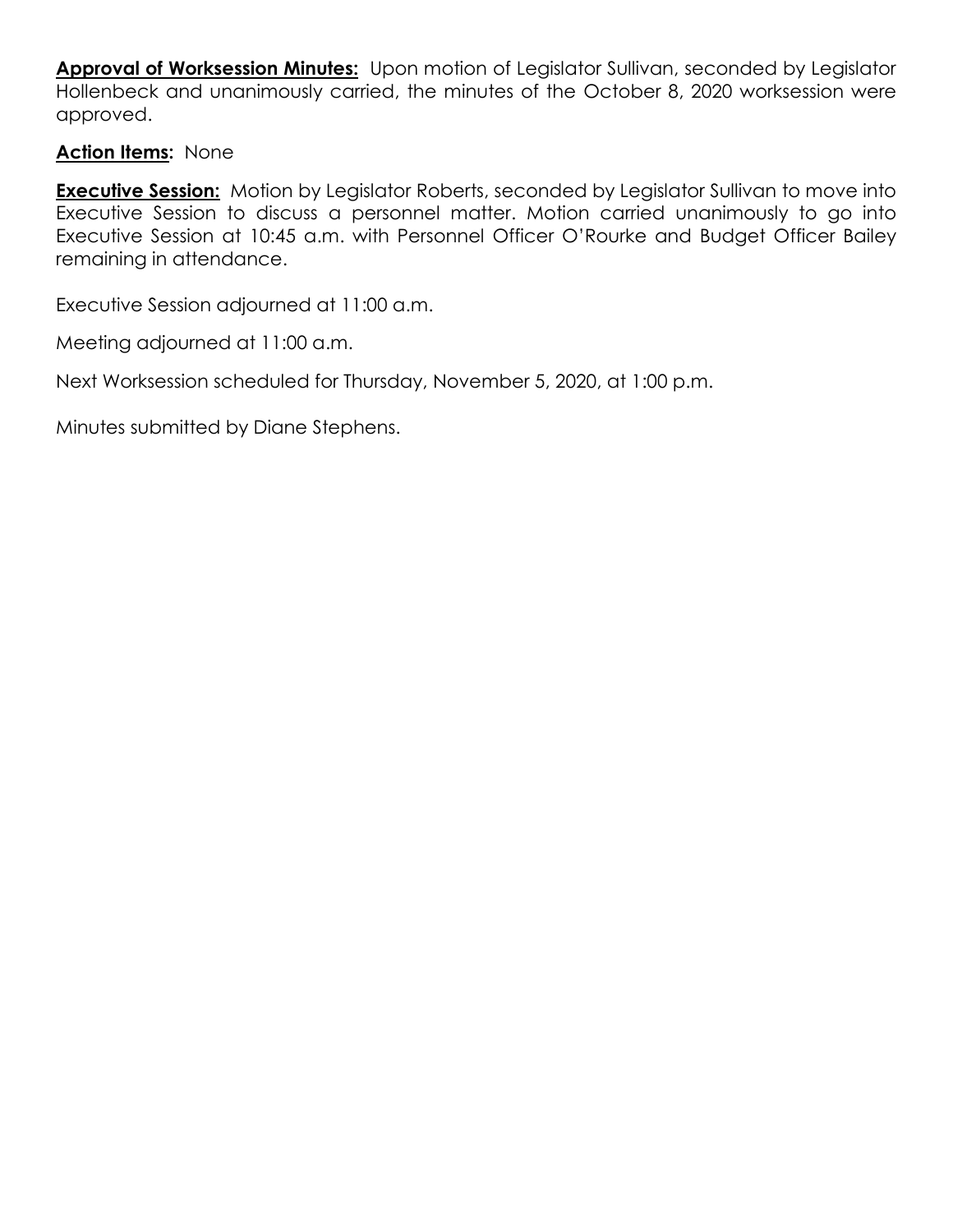**Approval of Worksession Minutes:** Upon motion of Legislator Sullivan, seconded by Legislator Hollenbeck and unanimously carried, the minutes of the October 8, 2020 worksession were approved.

**Action Items:** None

**Executive Session:** Motion by Legislator Roberts, seconded by Legislator Sullivan to move into Executive Session to discuss a personnel matter. Motion carried unanimously to go into Executive Session at 10:45 a.m. with Personnel Officer O'Rourke and Budget Officer Bailey remaining in attendance.

Executive Session adjourned at 11:00 a.m.

Meeting adjourned at 11:00 a.m.

Next Worksession scheduled for Thursday, November 5, 2020, at 1:00 p.m.

Minutes submitted by Diane Stephens.